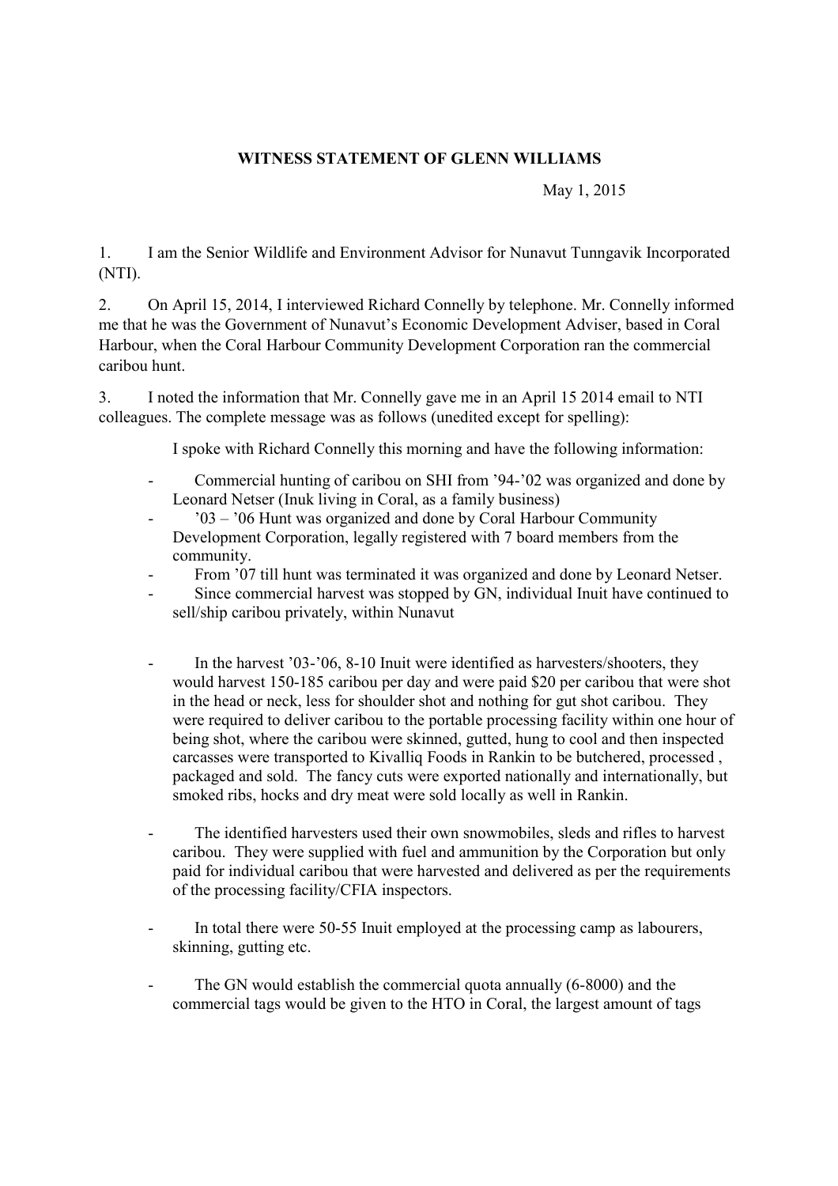**WITNESS STATEMENT OF GLENN WILLIAMS**

May 1, 2015

1. I am the Senior Wildlife and Environment Advisor for Nunavut Tunngavik Incorporated (NTI).

2. On April 15, 2014, I interviewed Richard Connelly by telephone. Mr. Connelly informed me that he was the Government of Nunavut's Economic Development Adviser, based in Coral Harbour, when the Coral Harbour Community Development Corporation ran the commercial caribou hunt.

3. I noted the information that Mr. Connelly gave me in an April 15 2014 email to NTI colleagues. The complete message was as follows (unedited except for spelling):

> I spoke with Richard Connelly this morning and have the following information:
>
> - Commercial hunting of caribou on SHI from '94-'02 was organized and done by Leonard Netser (Inuk living in Coral, as a family business)
> - '03 – '06 Hunt was organized and done by Coral Harbour Community Development Corporation, legally registered with 7 board members from the community.
> - From '07 till hunt was terminated it was organized and done by Leonard Netser.
> - Since commercial harvest was stopped by GN, individual Inuit have continued to sell/ship caribou privately, within Nunavut
>
> - In the harvest '03-'06, 8-10 Inuit were identified as harvesters/shooters, they would harvest 150-185 caribou per day and were paid $20 per caribou that were shot in the head or neck, less for shoulder shot and nothing for gut shot caribou. They were required to deliver caribou to the portable processing facility within one hour of being shot, where the caribou were skinned, gutted, hung to cool and then inspected carcasses were transported to Kivalliq Foods in Rankin to be butchered, processed , packaged and sold. The fancy cuts were exported nationally and internationally, but smoked ribs, hocks and dry meat were sold locally as well in Rankin.
>
> - The identified harvesters used their own snowmobiles, sleds and rifles to harvest caribou. They were supplied with fuel and ammunition by the Corporation but only paid for individual caribou that were harvested and delivered as per the requirements of the processing facility/CFIA inspectors.
>
> - In total there were 50-55 Inuit employed at the processing camp as labourers, skinning, gutting etc.
>
> - The GN would establish the commercial quota annually (6-8000) and the commercial tags would be given to the HTO in Coral, the largest amount of tags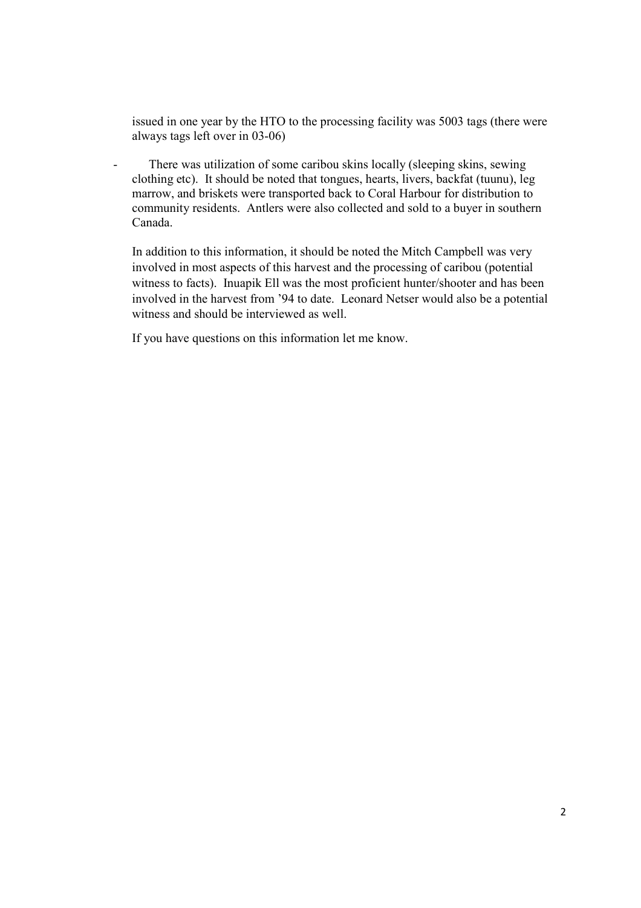issued in one year by the HTO to the processing facility was 5003 tags (there were always tags left over in 03-06)

- There was utilization of some caribou skins locally (sleeping skins, sewing clothing etc). It should be noted that tongues, hearts, livers, backfat (tuunu), leg marrow, and briskets were transported back to Coral Harbour for distribution to community residents. Antlers were also collected and sold to a buyer in southern Canada.

In addition to this information, it should be noted the Mitch Campbell was very involved in most aspects of this harvest and the processing of caribou (potential witness to facts). Inuapik Ell was the most proficient hunter/shooter and has been involved in the harvest from '94 to date. Leonard Netser would also be a potential witness and should be interviewed as well.

If you have questions on this information let me know.